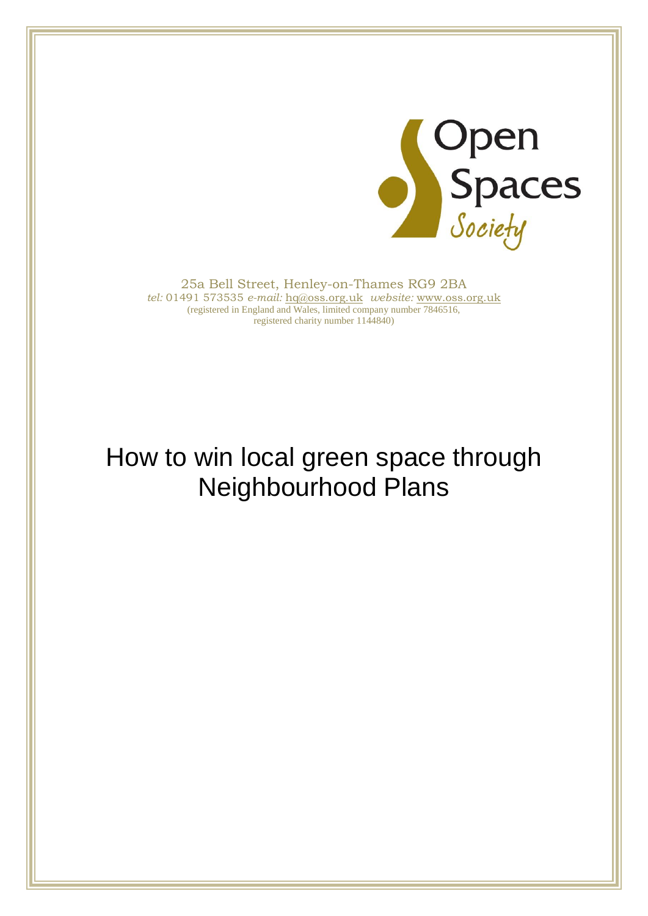Open Spaces Society

25a Bell Street, Henley-on-Thames RG9 2BA
*tel:* 01491 573535 *e-mail:* hq@oss.org.uk *website:* www.oss.org.uk
(registered in England and Wales, limited company number 7846516, registered charity number 1144840)

# How to win local green space through Neighbourhood Plans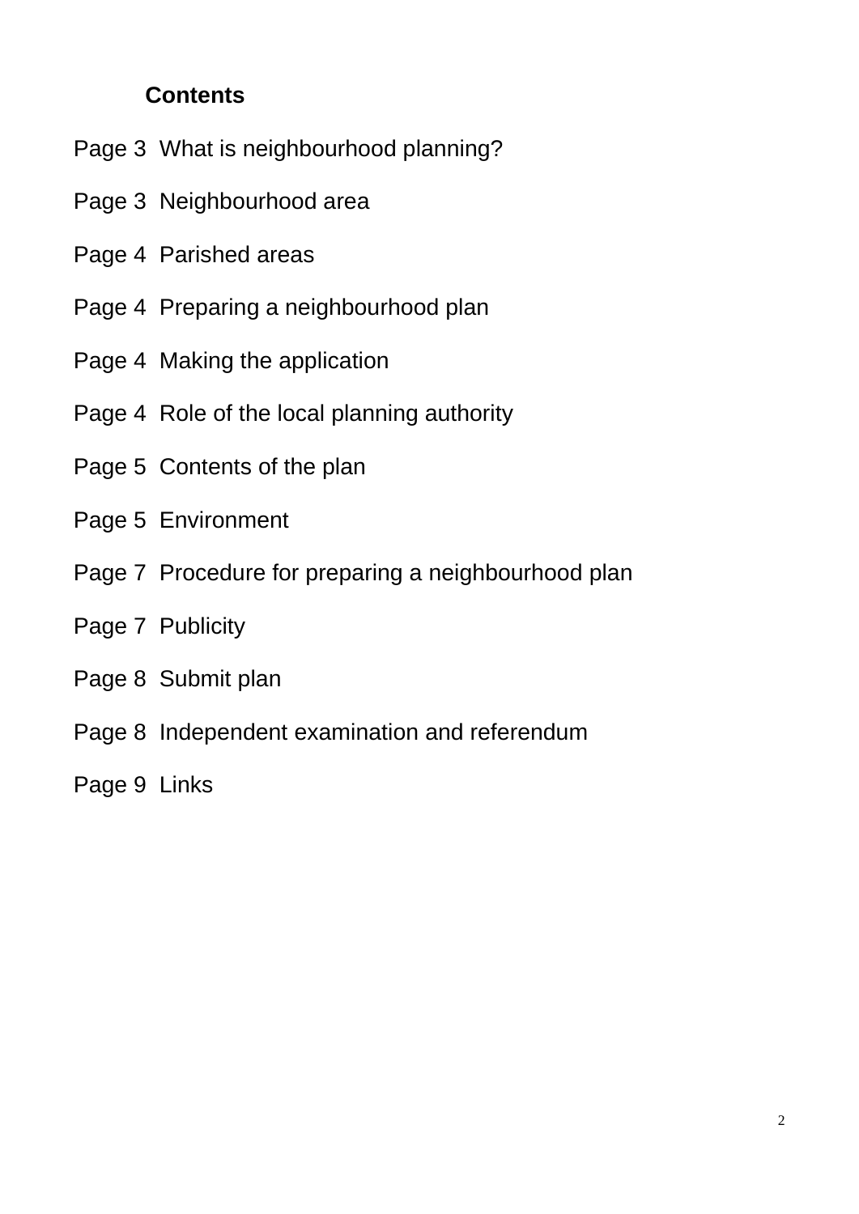## Contents

Page 3  What is neighbourhood planning?

Page 3  Neighbourhood area

Page 4  Parished areas

Page 4  Preparing a neighbourhood plan

Page 4  Making the application

Page 4  Role of the local planning authority

Page 5  Contents of the plan

Page 5  Environment

Page 7  Procedure for preparing a neighbourhood plan

Page 7  Publicity

Page 8  Submit plan

Page 8  Independent examination and referendum

Page 9  Links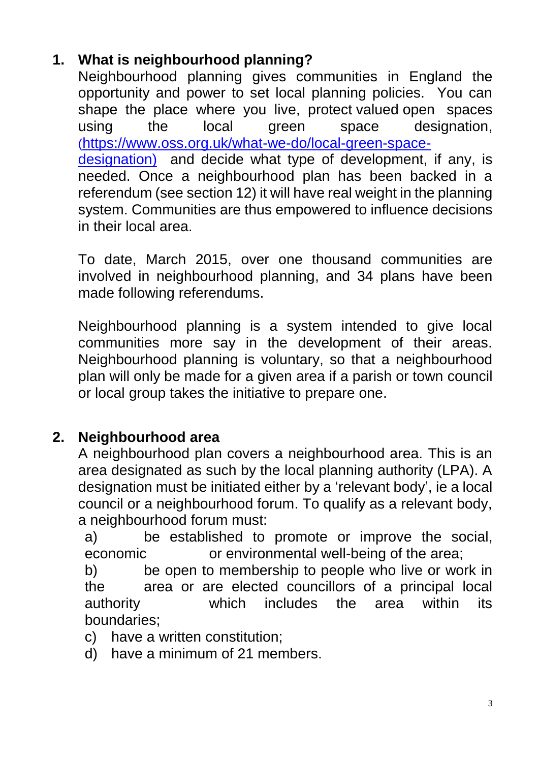## 1. What is neighbourhood planning?

Neighbourhood planning gives communities in England the opportunity and power to set local planning policies. You can shape the place where you live, protect valued open spaces using the local green space designation, (https://www.oss.org.uk/what-we-do/local-green-space-designation) and decide what type of development, if any, is needed. Once a neighbourhood plan has been backed in a referendum (see section 12) it will have real weight in the planning system. Communities are thus empowered to influence decisions in their local area.

To date, March 2015, over one thousand communities are involved in neighbourhood planning, and 34 plans have been made following referendums.

Neighbourhood planning is a system intended to give local communities more say in the development of their areas. Neighbourhood planning is voluntary, so that a neighbourhood plan will only be made for a given area if a parish or town council or local group takes the initiative to prepare one.

## 2. Neighbourhood area

A neighbourhood plan covers a neighbourhood area. This is an area designated as such by the local planning authority (LPA). A designation must be initiated either by a 'relevant body', ie a local council or a neighbourhood forum. To qualify as a relevant body, a neighbourhood forum must:

a) be established to promote or improve the social, economic or environmental well-being of the area;

b) be open to membership to people who live or work in the area or are elected councillors of a principal local authority which includes the area within its boundaries;

c) have a written constitution;

d) have a minimum of 21 members.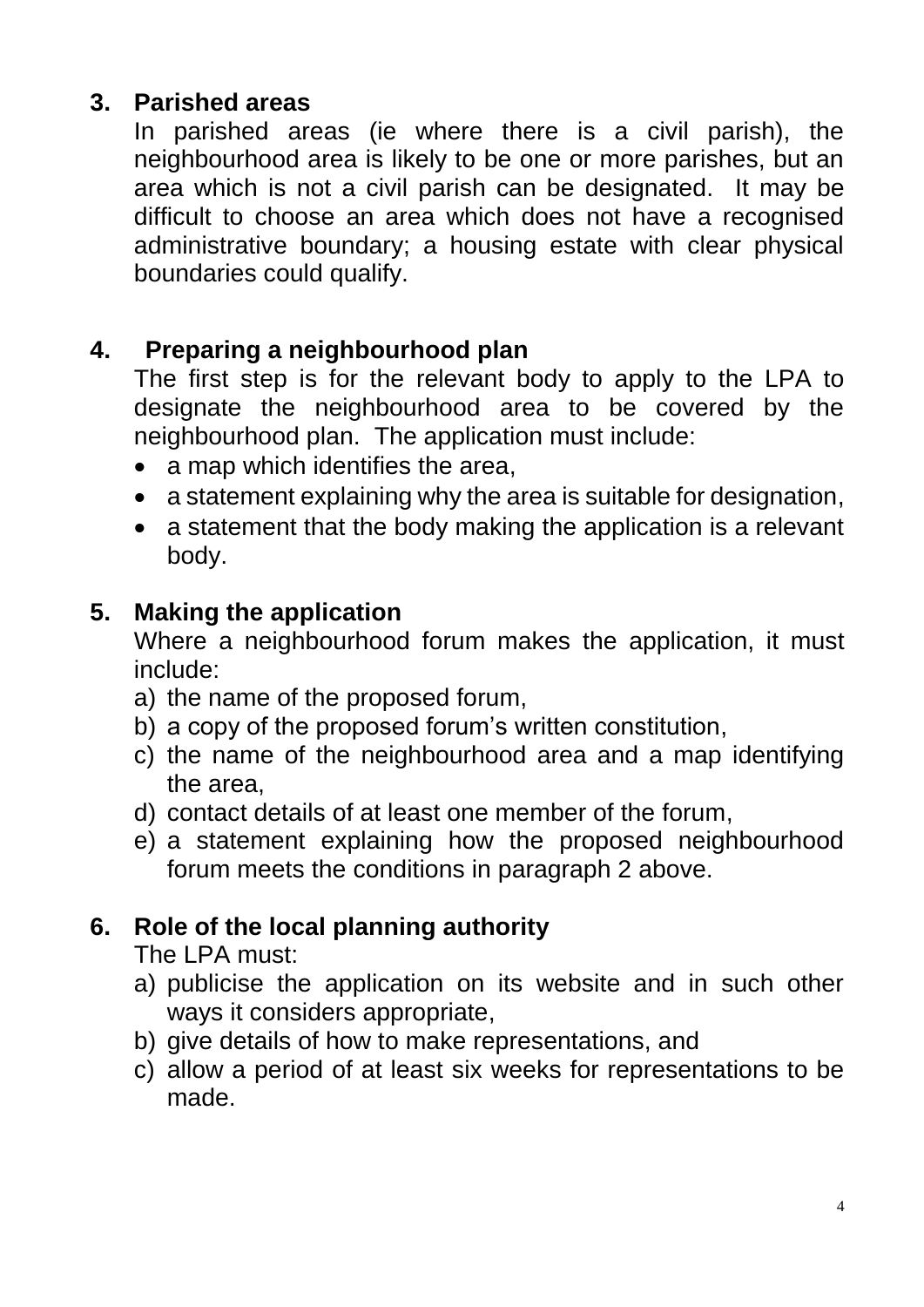## 3. Parished areas

In parished areas (ie where there is a civil parish), the neighbourhood area is likely to be one or more parishes, but an area which is not a civil parish can be designated. It may be difficult to choose an area which does not have a recognised administrative boundary; a housing estate with clear physical boundaries could qualify.

## 4. Preparing a neighbourhood plan

The first step is for the relevant body to apply to the LPA to designate the neighbourhood area to be covered by the neighbourhood plan. The application must include:

- a map which identifies the area,
- a statement explaining why the area is suitable for designation,
- a statement that the body making the application is a relevant body.

## 5. Making the application

Where a neighbourhood forum makes the application, it must include:

a) the name of the proposed forum,
b) a copy of the proposed forum's written constitution,
c) the name of the neighbourhood area and a map identifying the area,
d) contact details of at least one member of the forum,
e) a statement explaining how the proposed neighbourhood forum meets the conditions in paragraph 2 above.

## 6. Role of the local planning authority

The LPA must:

a) publicise the application on its website and in such other ways it considers appropriate,
b) give details of how to make representations, and
c) allow a period of at least six weeks for representations to be made.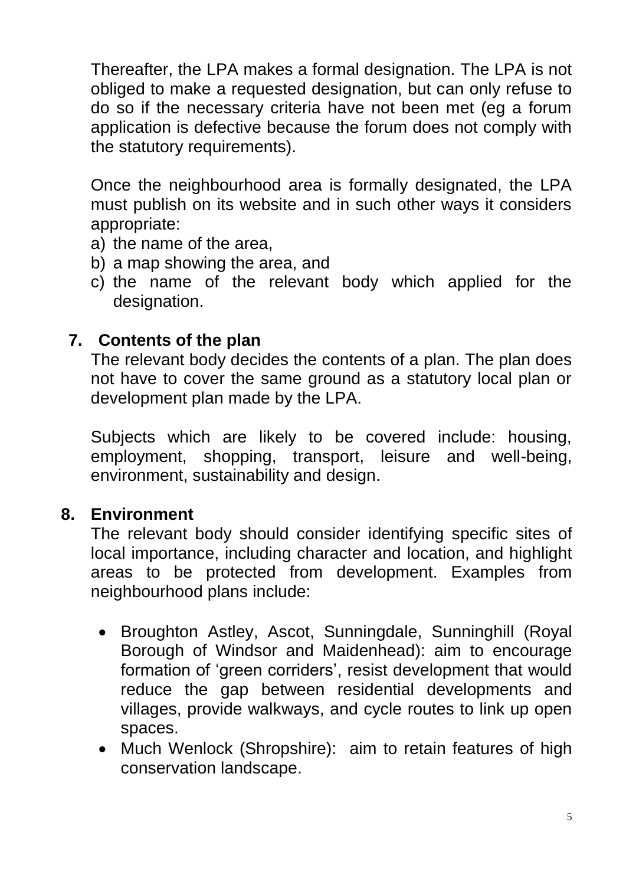Thereafter, the LPA makes a formal designation. The LPA is not obliged to make a requested designation, but can only refuse to do so if the necessary criteria have not been met (eg a forum application is defective because the forum does not comply with the statutory requirements).

Once the neighbourhood area is formally designated, the LPA must publish on its website and in such other ways it considers appropriate:

a) the name of the area,
b) a map showing the area, and
c) the name of the relevant body which applied for the designation.

## 7. Contents of the plan

The relevant body decides the contents of a plan. The plan does not have to cover the same ground as a statutory local plan or development plan made by the LPA.

Subjects which are likely to be covered include: housing, employment, shopping, transport, leisure and well-being, environment, sustainability and design.

## 8. Environment

The relevant body should consider identifying specific sites of local importance, including character and location, and highlight areas to be protected from development. Examples from neighbourhood plans include:

- Broughton Astley, Ascot, Sunningdale, Sunninghill (Royal Borough of Windsor and Maidenhead): aim to encourage formation of 'green corriders', resist development that would reduce the gap between residential developments and villages, provide walkways, and cycle routes to link up open spaces.
- Much Wenlock (Shropshire): aim to retain features of high conservation landscape.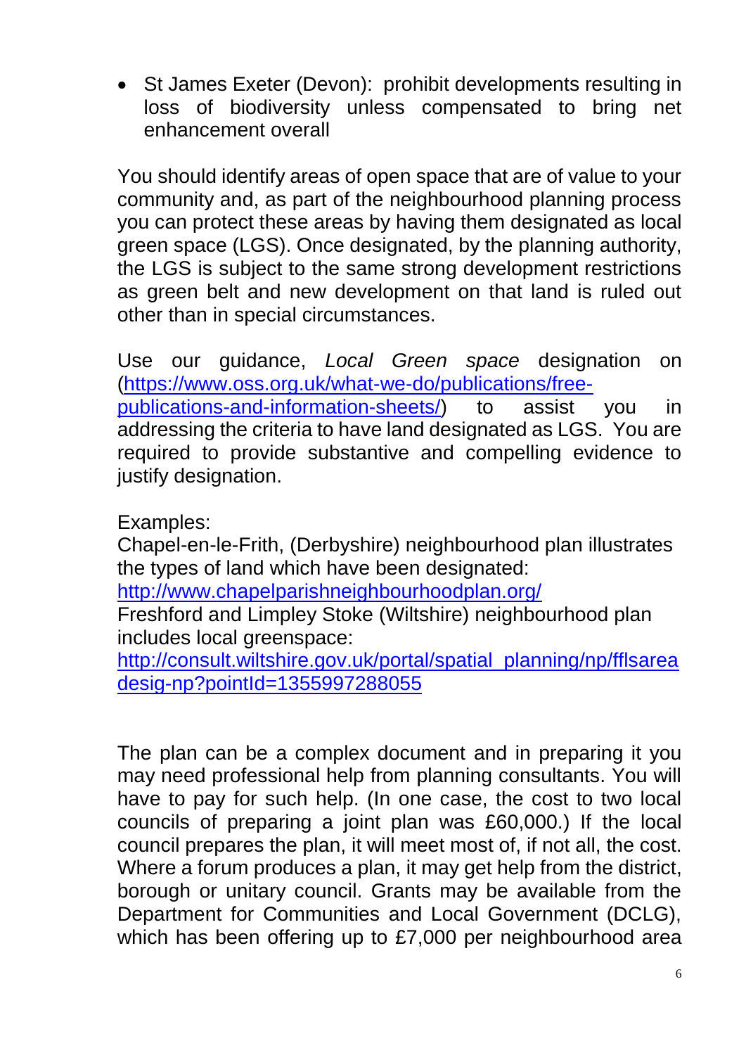- St James Exeter (Devon): prohibit developments resulting in loss of biodiversity unless compensated to bring net enhancement overall

You should identify areas of open space that are of value to your community and, as part of the neighbourhood planning process you can protect these areas by having them designated as local green space (LGS). Once designated, by the planning authority, the LGS is subject to the same strong development restrictions as green belt and new development on that land is ruled out other than in special circumstances.

Use our guidance, *Local Green space* designation on ([https://www.oss.org.uk/what-we-do/publications/free-publications-and-information-sheets/](https://www.oss.org.uk/what-we-do/publications/free-publications-and-information-sheets/)) to assist you in addressing the criteria to have land designated as LGS. You are required to provide substantive and compelling evidence to justify designation.

Examples:
Chapel-en-le-Frith, (Derbyshire) neighbourhood plan illustrates the types of land which have been designated:
[http://www.chapelparishneighbourhoodplan.org/](http://www.chapelparishneighbourhoodplan.org/)
Freshford and Limpley Stoke (Wiltshire) neighbourhood plan includes local greenspace:
[http://consult.wiltshire.gov.uk/portal/spatial_planning/np/fflsareadesig-np?pointId=1355997288055](http://consult.wiltshire.gov.uk/portal/spatial_planning/np/fflsareadesig-np?pointId=1355997288055)

The plan can be a complex document and in preparing it you may need professional help from planning consultants. You will have to pay for such help. (In one case, the cost to two local councils of preparing a joint plan was £60,000.) If the local council prepares the plan, it will meet most of, if not all, the cost. Where a forum produces a plan, it may get help from the district, borough or unitary council. Grants may be available from the Department for Communities and Local Government (DCLG), which has been offering up to £7,000 per neighbourhood area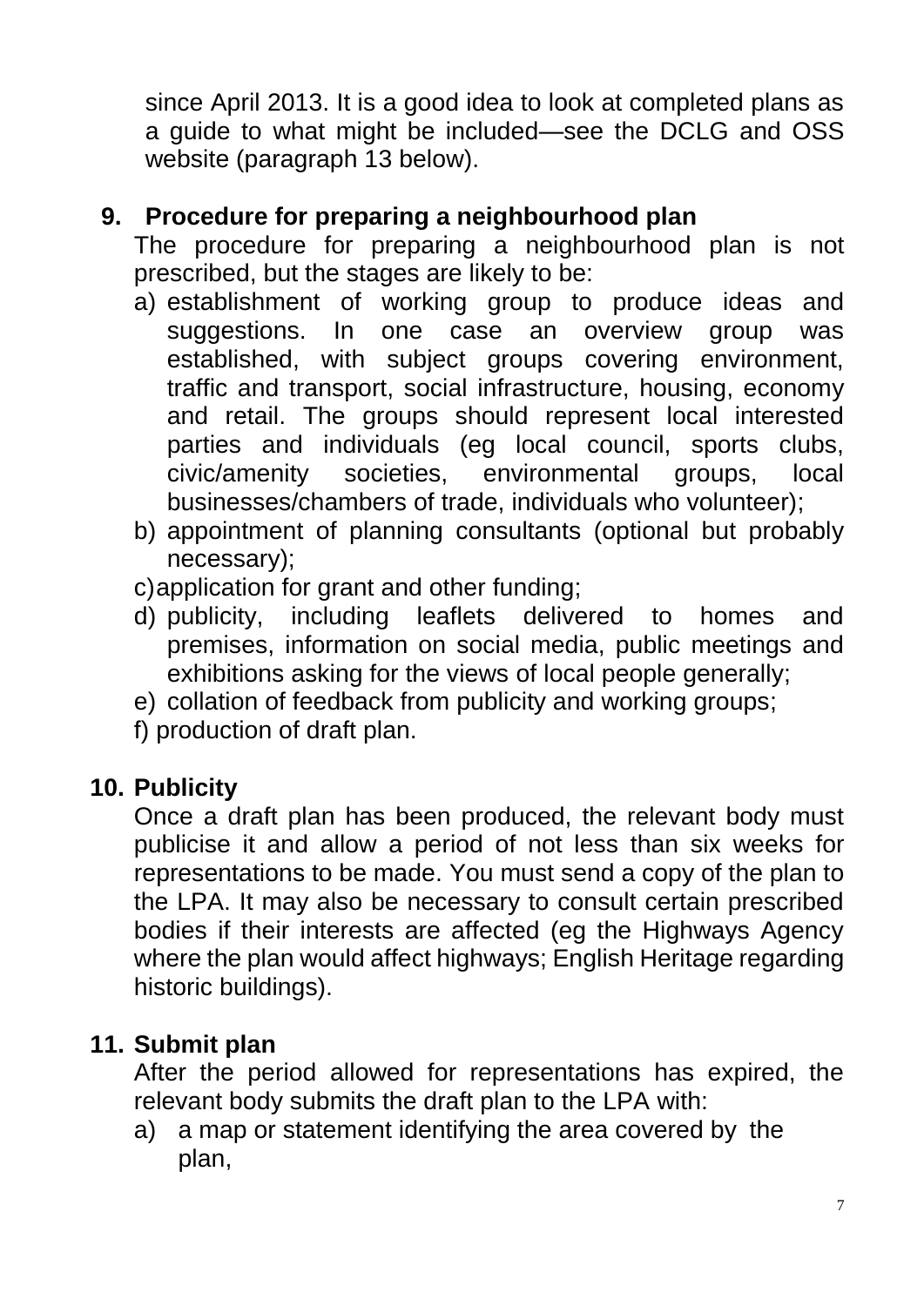since April 2013. It is a good idea to look at completed plans as a guide to what might be included—see the DCLG and OSS website (paragraph 13 below).

**9. Procedure for preparing a neighbourhood plan**

The procedure for preparing a neighbourhood plan is not prescribed, but the stages are likely to be:

a) establishment of working group to produce ideas and suggestions. In one case an overview group was established, with subject groups covering environment, traffic and transport, social infrastructure, housing, economy and retail. The groups should represent local interested parties and individuals (eg local council, sports clubs, civic/amenity societies, environmental groups, local businesses/chambers of trade, individuals who volunteer);
b) appointment of planning consultants (optional but probably necessary);
c) application for grant and other funding;
d) publicity, including leaflets delivered to homes and premises, information on social media, public meetings and exhibitions asking for the views of local people generally;
e) collation of feedback from publicity and working groups;
f) production of draft plan.

**10. Publicity**

Once a draft plan has been produced, the relevant body must publicise it and allow a period of not less than six weeks for representations to be made. You must send a copy of the plan to the LPA. It may also be necessary to consult certain prescribed bodies if their interests are affected (eg the Highways Agency where the plan would affect highways; English Heritage regarding historic buildings).

**11. Submit plan**

After the period allowed for representations has expired, the relevant body submits the draft plan to the LPA with:

a) a map or statement identifying the area covered by the plan,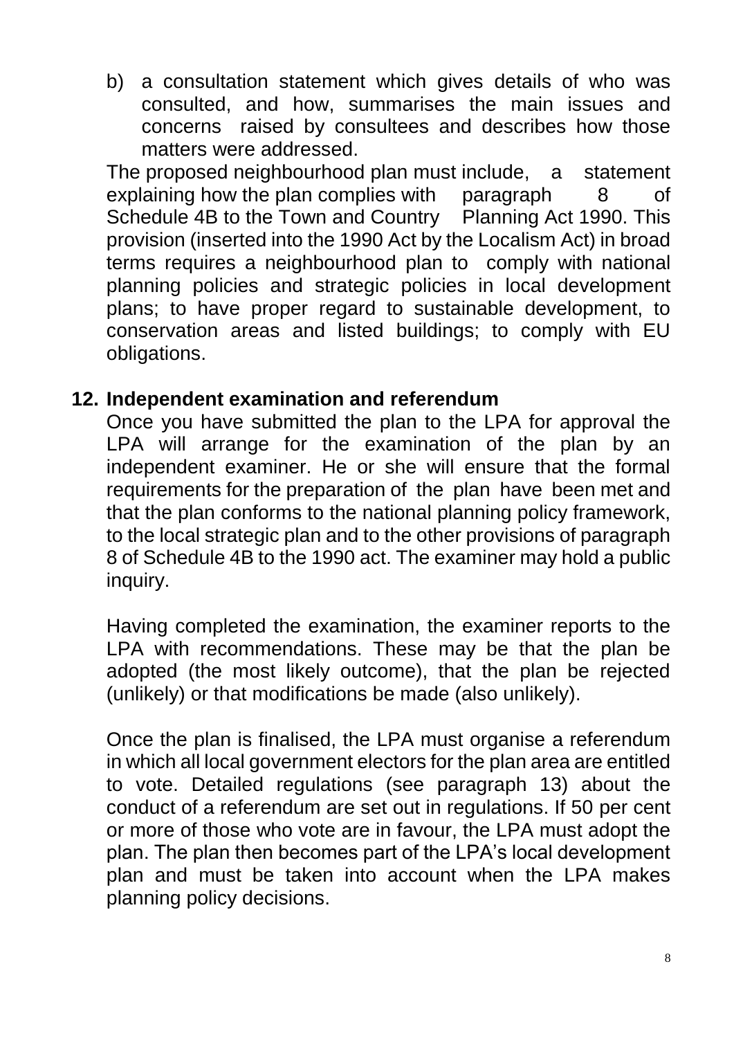b) a consultation statement which gives details of who was consulted, and how, summarises the main issues and concerns raised by consultees and describes how those matters were addressed.

The proposed neighbourhood plan must include, a statement explaining how the plan complies with paragraph 8 of Schedule 4B to the Town and Country Planning Act 1990. This provision (inserted into the 1990 Act by the Localism Act) in broad terms requires a neighbourhood plan to comply with national planning policies and strategic policies in local development plans; to have proper regard to sustainable development, to conservation areas and listed buildings; to comply with EU obligations.

## 12. Independent examination and referendum

Once you have submitted the plan to the LPA for approval the LPA will arrange for the examination of the plan by an independent examiner. He or she will ensure that the formal requirements for the preparation of the plan have been met and that the plan conforms to the national planning policy framework, to the local strategic plan and to the other provisions of paragraph 8 of Schedule 4B to the 1990 act. The examiner may hold a public inquiry.

Having completed the examination, the examiner reports to the LPA with recommendations. These may be that the plan be adopted (the most likely outcome), that the plan be rejected (unlikely) or that modifications be made (also unlikely).

Once the plan is finalised, the LPA must organise a referendum in which all local government electors for the plan area are entitled to vote. Detailed regulations (see paragraph 13) about the conduct of a referendum are set out in regulations. If 50 per cent or more of those who vote are in favour, the LPA must adopt the plan. The plan then becomes part of the LPA's local development plan and must be taken into account when the LPA makes planning policy decisions.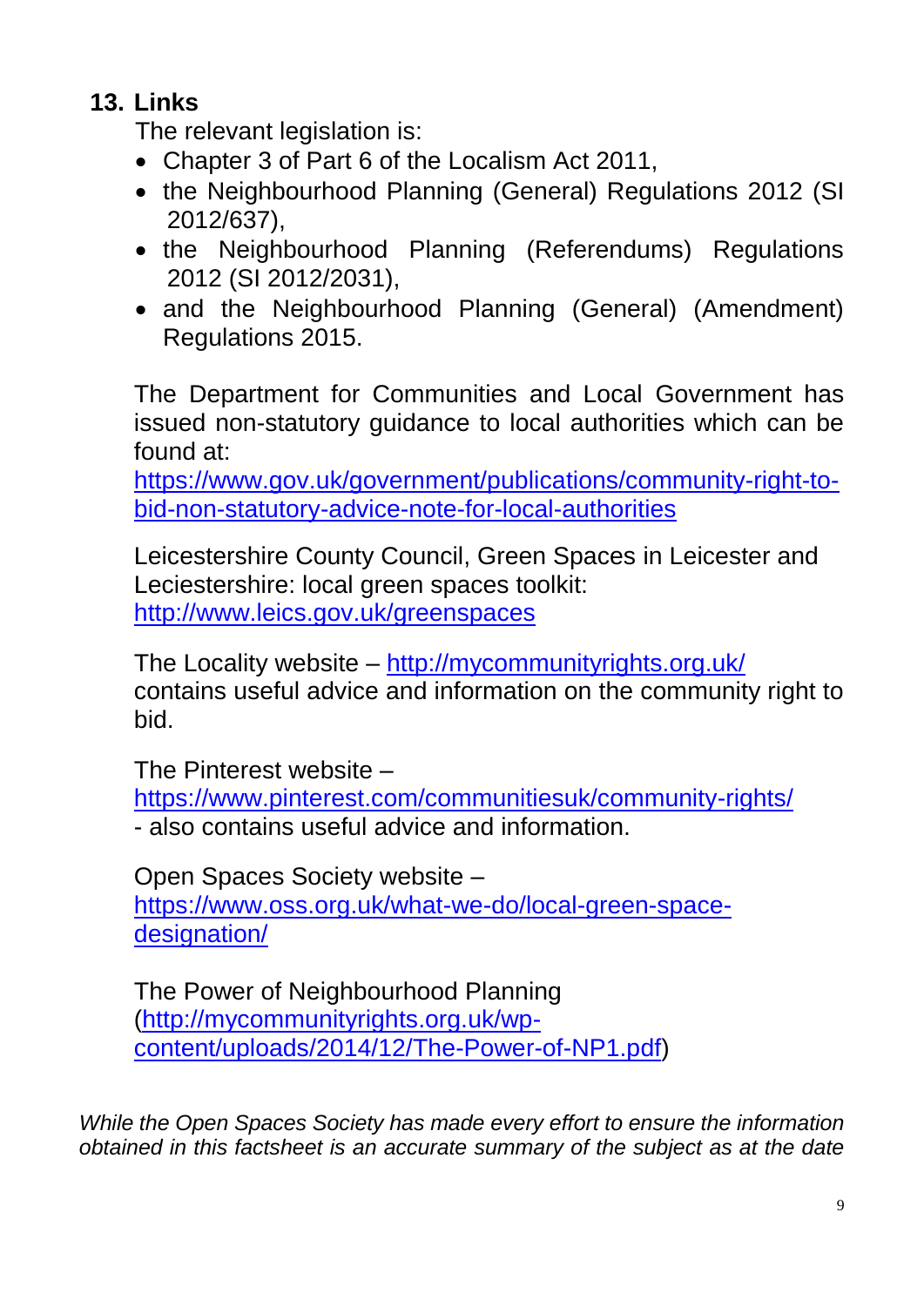## 13. Links

The relevant legislation is:

- Chapter 3 of Part 6 of the Localism Act 2011,
- the Neighbourhood Planning (General) Regulations 2012 (SI 2012/637),
- the Neighbourhood Planning (Referendums) Regulations 2012 (SI 2012/2031),
- and the Neighbourhood Planning (General) (Amendment) Regulations 2015.

The Department for Communities and Local Government has issued non-statutory guidance to local authorities which can be found at: https://www.gov.uk/government/publications/community-right-to-bid-non-statutory-advice-note-for-local-authorities

Leicestershire County Council, Green Spaces in Leicester and Leciestershire: local green spaces toolkit: http://www.leics.gov.uk/greenspaces

The Locality website – http://mycommunityrights.org.uk/ contains useful advice and information on the community right to bid.

The Pinterest website – https://www.pinterest.com/communitiesuk/community-rights/ - also contains useful advice and information.

Open Spaces Society website – https://www.oss.org.uk/what-we-do/local-green-space-designation/

The Power of Neighbourhood Planning (http://mycommunityrights.org.uk/wp-content/uploads/2014/12/The-Power-of-NP1.pdf)

*While the Open Spaces Society has made every effort to ensure the information obtained in this factsheet is an accurate summary of the subject as at the date*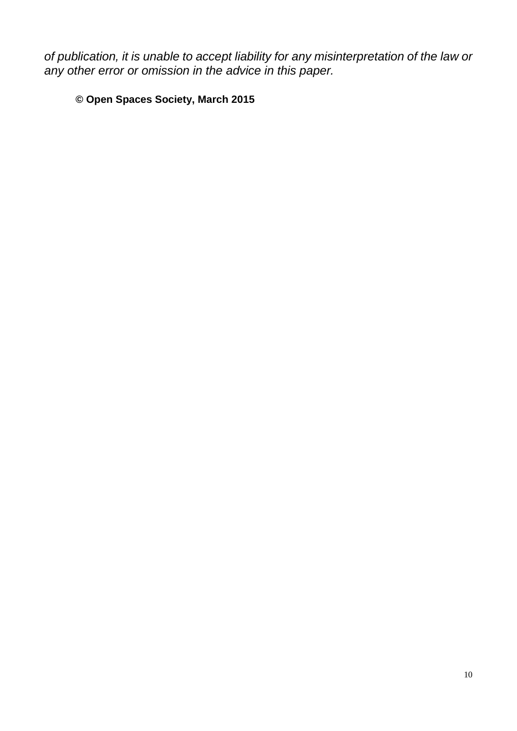*of publication, it is unable to accept liability for any misinterpretation of the law or any other error or omission in the advice in this paper.*

**© Open Spaces Society, March 2015**